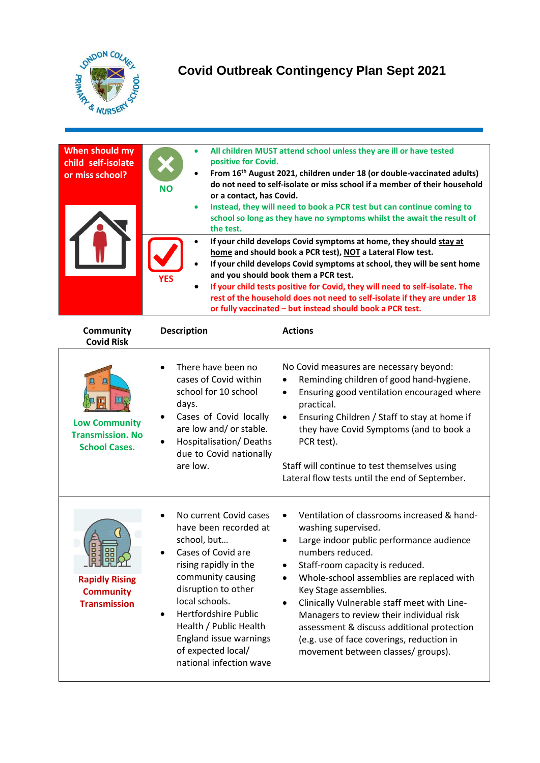# Covid Outbreak Contingency Plan Sept 2021

**When should my child self-isolate or miss school?**

**NO**

- **All children MUST attend school unless they are ill or have tested positive for Covid.**
- **From 16th August 2021, children under 18 (or double-vaccinated adults) do not need to self-isolate or miss school if a member of their household or a contact, has Covid.**
- **Instead, they will need to book a PCR test but can continue coming to school so long as they have no symptoms whilst the await the result of the test.**

**YES**

- **If your child develops Covid symptoms at home, they should stay at home and should book a PCR test), NOT a Lateral Flow test.**
- **If your child develops Covid symptoms at school, they will be sent home and you should book them a PCR test.**
- **If your child tests positive for Covid, they will need to self-isolate. The rest of the household does not need to self-isolate if they are under 18 or fully vaccinated – but instead should book a PCR test.**

| Community Covid Risk | Description | Actions |
|---|---|---|
| **Low Community Transmission. No School Cases.** | • There have been no cases of Covid within school for 10 school days.<br>• Cases of Covid locally are low and/ or stable.<br>• Hospitalisation/ Deaths due to Covid nationally are low. | No Covid measures are necessary beyond:<br>• Reminding children of good hand-hygiene.<br>• Ensuring good ventilation encouraged where practical.<br>• Ensuring Children / Staff to stay at home if they have Covid Symptoms (and to book a PCR test).<br><br>Staff will continue to test themselves using Lateral flow tests until the end of September. |
| **Rapidly Rising Community Transmission** | • No current Covid cases have been recorded at school, but…<br>• Cases of Covid are rising rapidly in the community causing disruption to other local schools.<br>• Hertfordshire Public Health / Public Health England issue warnings of expected local/ national infection wave | • Ventilation of classrooms increased & hand-washing supervised.<br>• Large indoor public performance audience numbers reduced.<br>• Staff-room capacity is reduced.<br>• Whole-school assemblies are replaced with Key Stage assemblies.<br>• Clinically Vulnerable staff meet with Line-Managers to review their individual risk assessment & discuss additional protection (e.g. use of face coverings, reduction in movement between classes/ groups). |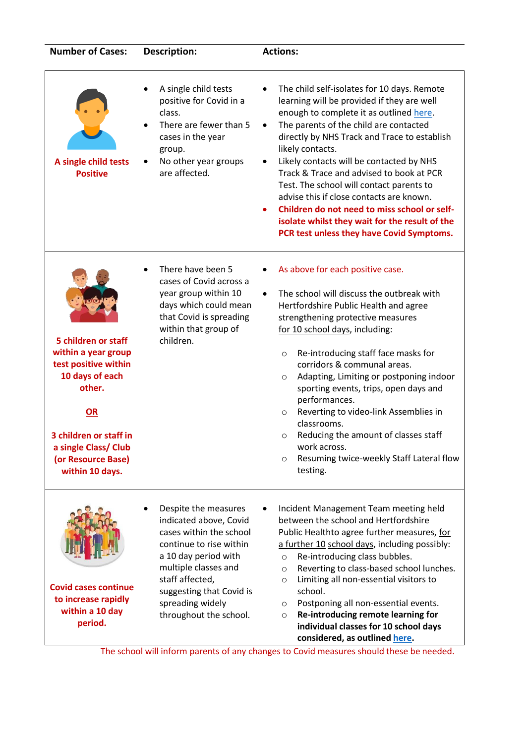| Number of Cases: | Description: | Actions: |
|---|---|---|
| **A single child tests Positive** | • A single child tests positive for Covid in a class.<br>• There are fewer than 5 cases in the year group.<br>• No other year groups are affected. | • The child self-isolates for 10 days. Remote learning will be provided if they are well enough to complete it as outlined here.<br>• The parents of the child are contacted directly by NHS Track and Trace to establish likely contacts.<br>• Likely contacts will be contacted by NHS Track & Trace and advised to book at PCR Test. The school will contact parents to advise this if close contacts are known.<br>• **Children do not need to miss school or self-isolate whilst they wait for the result of the PCR test unless they have Covid Symptoms.** |
| **5 children or staff within a year group test positive within 10 days of each other.**<br><br>**OR**<br><br>**3 children or staff in a single Class/ Club (or Resource Base) within 10 days.** | • There have been 5 cases of Covid across a year group within 10 days which could mean that Covid is spreading within that group of children. | • As above for each positive case.<br>• The school will discuss the outbreak with Hertfordshire Public Health and agree strengthening protective measures for 10 school days, including:<br>  ○ Re-introducing staff face masks for corridors & communal areas.<br>  ○ Adapting, Limiting or postponing indoor sporting events, trips, open days and performances.<br>  ○ Reverting to video-link Assemblies in classrooms.<br>  ○ Reducing the amount of classes staff work across.<br>  ○ Resuming twice-weekly Staff Lateral flow testing. |
| **Covid cases continue to increase rapidly within a 10 day period.** | • Despite the measures indicated above, Covid cases within the school continue to rise within a 10 day period with multiple classes and staff affected, suggesting that Covid is spreading widely throughout the school. | • Incident Management Team meeting held between the school and Hertfordshire Public Healthto agree further measures, for a further 10 school days, including possibly:<br>  ○ Re-introducing class bubbles.<br>  ○ Reverting to class-based school lunches.<br>  ○ Limiting all non-essential visitors to school.<br>  ○ Postponing all non-essential events.<br>  ○ **Re-introducing remote learning for individual classes for 10 school days considered, as outlined here.** |

The school will inform parents of any changes to Covid measures should these be needed.